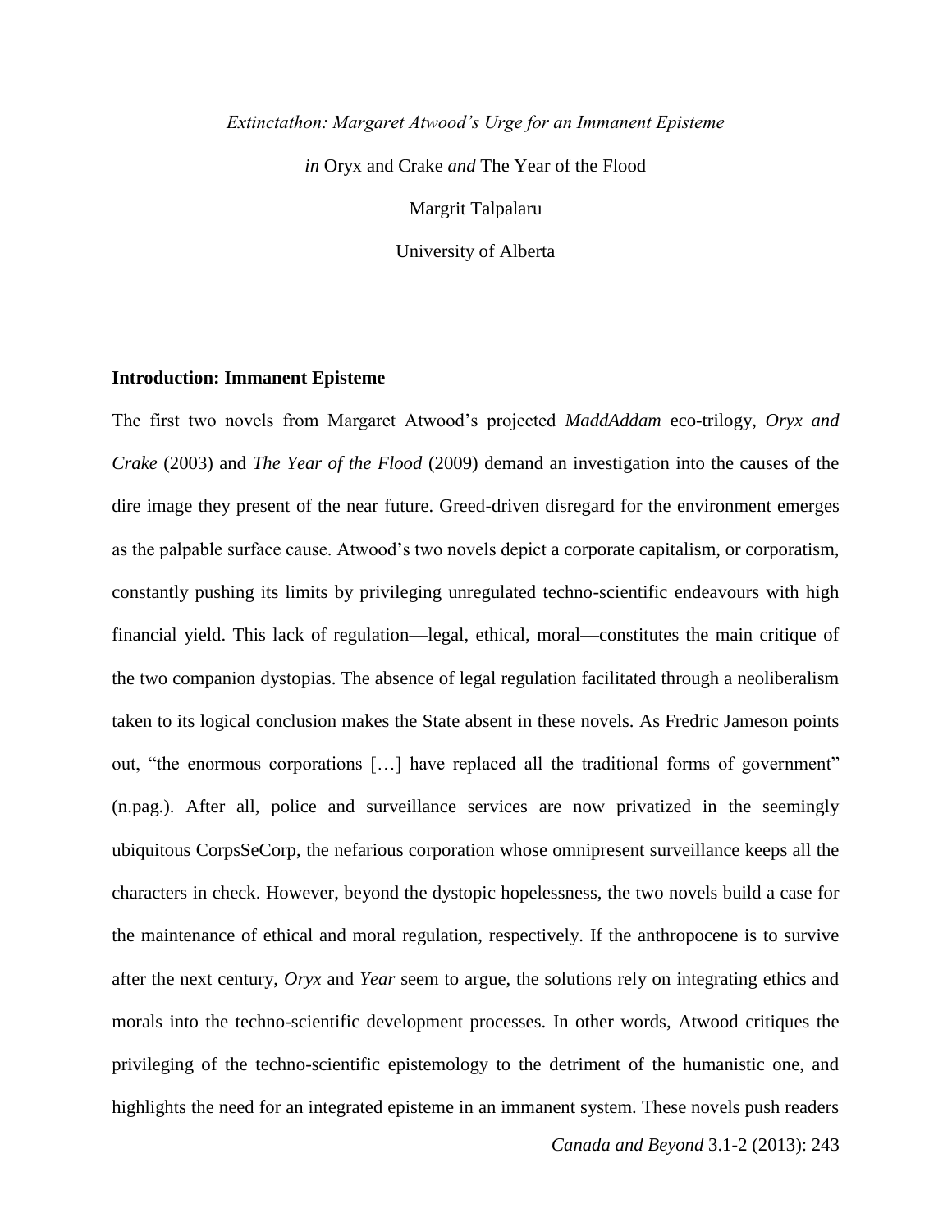*Extinctathon: Margaret Atwood's Urge for an Immanent Episteme*

*in* Oryx and Crake *and* The Year of the Flood

Margrit Talpalaru

University of Alberta

### Introduction: Immanent Episteme

The first two novels from Margaret Atwood's projected *MaddAddam* eco-trilogy, *Oryx and Crake* (2003) and *The Year of the Flood* (2009) demand an investigation into the causes of the dire image they present of the near future. Greed-driven disregard for the environment emerges as the palpable surface cause. Atwood's two novels depict a corporate capitalism, or corporatism, constantly pushing its limits by privileging unregulated techno-scientific endeavours with high financial yield. This lack of regulation—legal, ethical, moral—constitutes the main critique of the two companion dystopias. The absence of legal regulation facilitated through a neoliberalism taken to its logical conclusion makes the State absent in these novels. As Fredric Jameson points out, "the enormous corporations […] have replaced all the traditional forms of government" (n.pag.). After all, police and surveillance services are now privatized in the seemingly ubiquitous CorpsSeCorp, the nefarious corporation whose omnipresent surveillance keeps all the characters in check. However, beyond the dystopic hopelessness, the two novels build a case for the maintenance of ethical and moral regulation, respectively. If the anthropocene is to survive after the next century, *Oryx* and *Year* seem to argue, the solutions rely on integrating ethics and morals into the techno-scientific development processes. In other words, Atwood critiques the privileging of the techno-scientific epistemology to the detriment of the humanistic one, and highlights the need for an integrated episteme in an immanent system. These novels push readers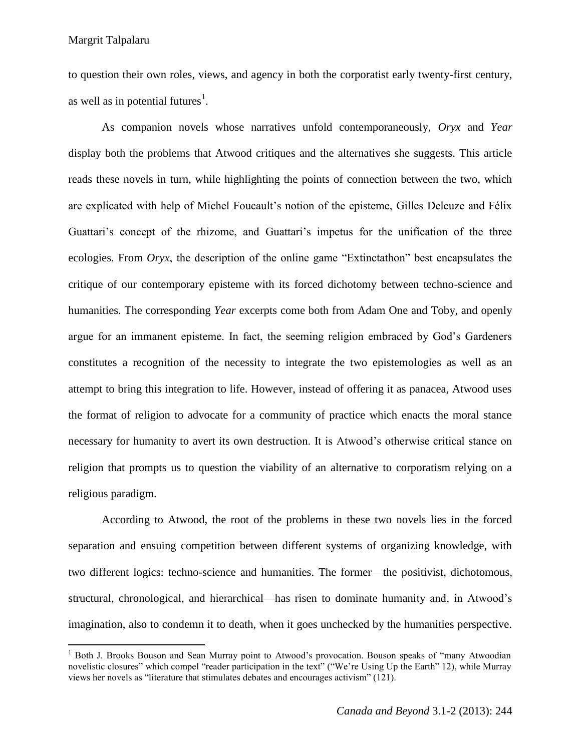to question their own roles, views, and agency in both the corporatist early twenty-first century, as well as in potential futures[1].

As companion novels whose narratives unfold contemporaneously, *Oryx* and *Year* display both the problems that Atwood critiques and the alternatives she suggests. This article reads these novels in turn, while highlighting the points of connection between the two, which are explicated with help of Michel Foucault's notion of the episteme, Gilles Deleuze and Félix Guattari's concept of the rhizome, and Guattari's impetus for the unification of the three ecologies. From *Oryx*, the description of the online game "Extinctathon" best encapsulates the critique of our contemporary episteme with its forced dichotomy between techno-science and humanities. The corresponding *Year* excerpts come both from Adam One and Toby, and openly argue for an immanent episteme. In fact, the seeming religion embraced by God's Gardeners constitutes a recognition of the necessity to integrate the two epistemologies as well as an attempt to bring this integration to life. However, instead of offering it as panacea, Atwood uses the format of religion to advocate for a community of practice which enacts the moral stance necessary for humanity to avert its own destruction. It is Atwood's otherwise critical stance on religion that prompts us to question the viability of an alternative to corporatism relying on a religious paradigm.

According to Atwood, the root of the problems in these two novels lies in the forced separation and ensuing competition between different systems of organizing knowledge, with two different logics: techno-science and humanities. The former—the positivist, dichotomous, structural, chronological, and hierarchical—has risen to dominate humanity and, in Atwood's imagination, also to condemn it to death, when it goes unchecked by the humanities perspective.

[1] Both J. Brooks Bouson and Sean Murray point to Atwood's provocation. Bouson speaks of "many Atwoodian novelistic closures" which compel "reader participation in the text" ("We're Using Up the Earth" 12), while Murray views her novels as "literature that stimulates debates and encourages activism" (121).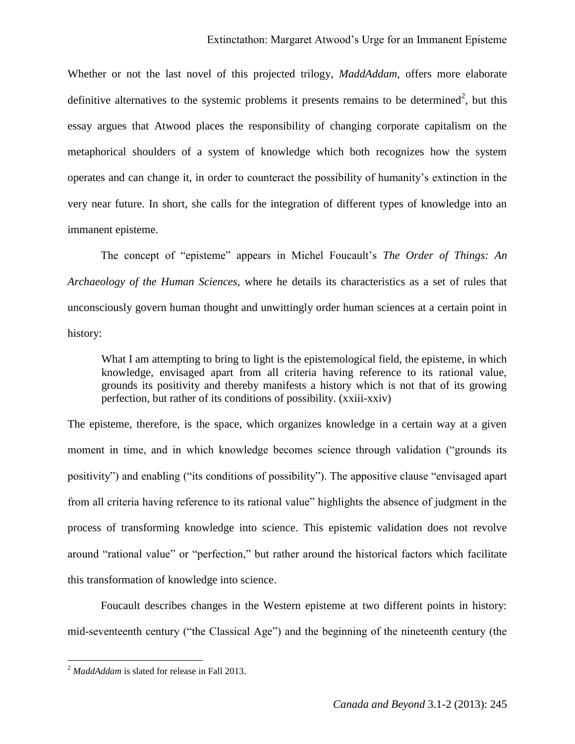Whether or not the last novel of this projected trilogy, *MaddAddam*, offers more elaborate definitive alternatives to the systemic problems it presents remains to be determined[2], but this essay argues that Atwood places the responsibility of changing corporate capitalism on the metaphorical shoulders of a system of knowledge which both recognizes how the system operates and can change it, in order to counteract the possibility of humanity's extinction in the very near future. In short, she calls for the integration of different types of knowledge into an immanent episteme.

The concept of "episteme" appears in Michel Foucault's *The Order of Things: An Archaeology of the Human Sciences*, where he details its characteristics as a set of rules that unconsciously govern human thought and unwittingly order human sciences at a certain point in history:

> What I am attempting to bring to light is the epistemological field, the episteme, in which knowledge, envisaged apart from all criteria having reference to its rational value, grounds its positivity and thereby manifests a history which is not that of its growing perfection, but rather of its conditions of possibility. (xxiii-xxiv)

The episteme, therefore, is the space, which organizes knowledge in a certain way at a given moment in time, and in which knowledge becomes science through validation ("grounds its positivity") and enabling ("its conditions of possibility"). The appositive clause "envisaged apart from all criteria having reference to its rational value" highlights the absence of judgment in the process of transforming knowledge into science. This epistemic validation does not revolve around "rational value" or "perfection," but rather around the historical factors which facilitate this transformation of knowledge into science.

Foucault describes changes in the Western episteme at two different points in history: mid-seventeenth century ("the Classical Age") and the beginning of the nineteenth century (the

[2] *MaddAddam* is slated for release in Fall 2013.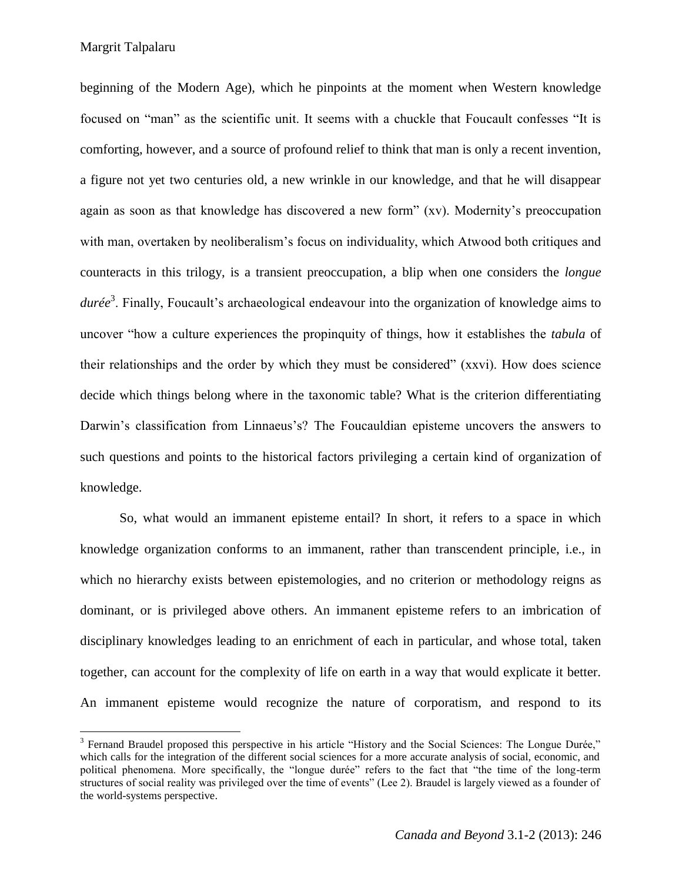beginning of the Modern Age), which he pinpoints at the moment when Western knowledge focused on "man" as the scientific unit. It seems with a chuckle that Foucault confesses "It is comforting, however, and a source of profound relief to think that man is only a recent invention, a figure not yet two centuries old, a new wrinkle in our knowledge, and that he will disappear again as soon as that knowledge has discovered a new form" (xv). Modernity's preoccupation with man, overtaken by neoliberalism's focus on individuality, which Atwood both critiques and counteracts in this trilogy, is a transient preoccupation, a blip when one considers the *longue durée*[3]. Finally, Foucault's archaeological endeavour into the organization of knowledge aims to uncover "how a culture experiences the propinquity of things, how it establishes the *tabula* of their relationships and the order by which they must be considered" (xxvi). How does science decide which things belong where in the taxonomic table? What is the criterion differentiating Darwin's classification from Linnaeus's? The Foucauldian episteme uncovers the answers to such questions and points to the historical factors privileging a certain kind of organization of knowledge.

So, what would an immanent episteme entail? In short, it refers to a space in which knowledge organization conforms to an immanent, rather than transcendent principle, i.e., in which no hierarchy exists between epistemologies, and no criterion or methodology reigns as dominant, or is privileged above others. An immanent episteme refers to an imbrication of disciplinary knowledges leading to an enrichment of each in particular, and whose total, taken together, can account for the complexity of life on earth in a way that would explicate it better. An immanent episteme would recognize the nature of corporatism, and respond to its

[3] Fernand Braudel proposed this perspective in his article "History and the Social Sciences: The Longue Durée," which calls for the integration of the different social sciences for a more accurate analysis of social, economic, and political phenomena. More specifically, the "longue durée" refers to the fact that "the time of the long-term structures of social reality was privileged over the time of events" (Lee 2). Braudel is largely viewed as a founder of the world-systems perspective.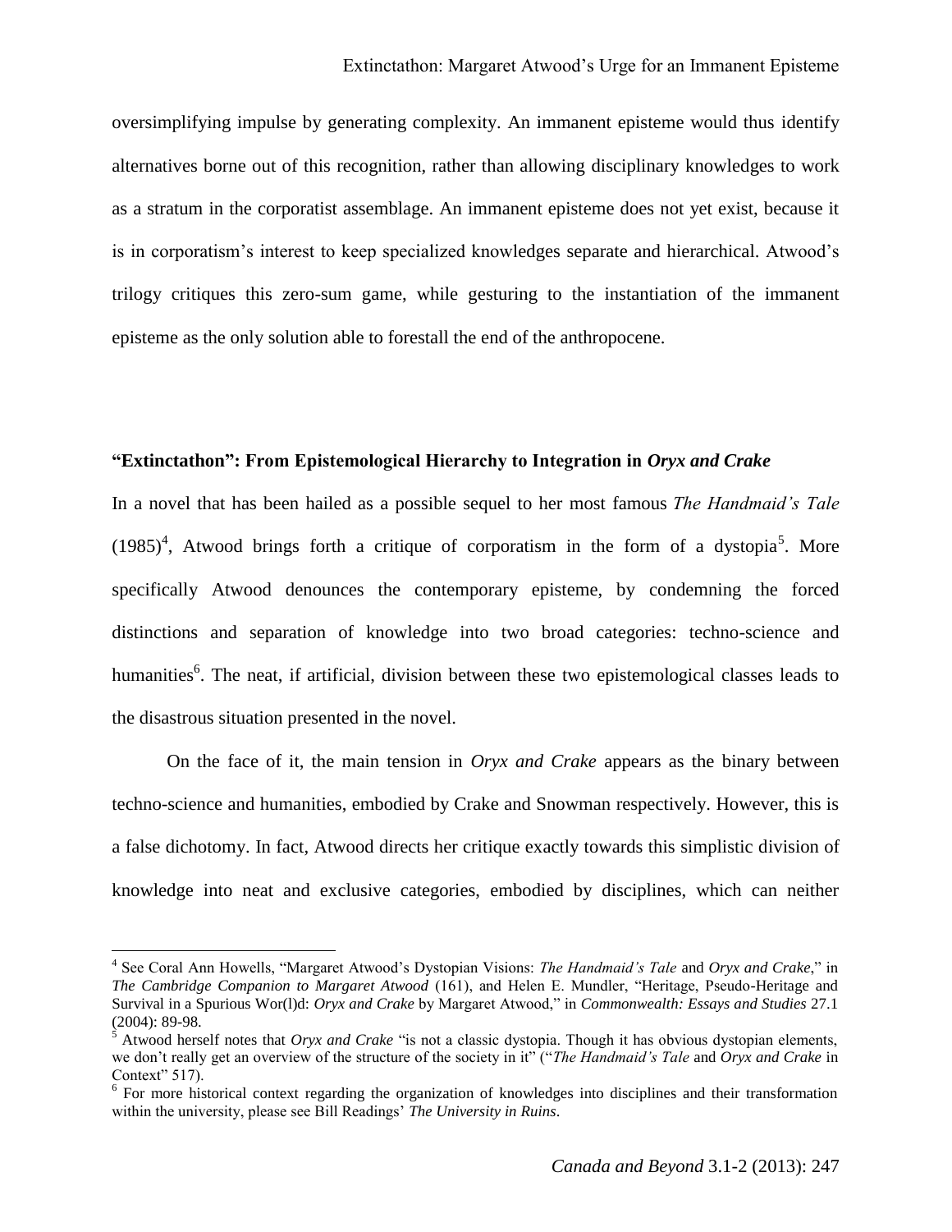oversimplifying impulse by generating complexity. An immanent episteme would thus identify alternatives borne out of this recognition, rather than allowing disciplinary knowledges to work as a stratum in the corporatist assemblage. An immanent episteme does not yet exist, because it is in corporatism's interest to keep specialized knowledges separate and hierarchical. Atwood's trilogy critiques this zero-sum game, while gesturing to the instantiation of the immanent episteme as the only solution able to forestall the end of the anthropocene.

## "Extinctathon": From Epistemological Hierarchy to Integration in *Oryx and Crake*

In a novel that has been hailed as a possible sequel to her most famous *The Handmaid's Tale* (1985)[4], Atwood brings forth a critique of corporatism in the form of a dystopia[5]. More specifically Atwood denounces the contemporary episteme, by condemning the forced distinctions and separation of knowledge into two broad categories: techno-science and humanities[6]. The neat, if artificial, division between these two epistemological classes leads to the disastrous situation presented in the novel.

On the face of it, the main tension in *Oryx and Crake* appears as the binary between techno-science and humanities, embodied by Crake and Snowman respectively. However, this is a false dichotomy. In fact, Atwood directs her critique exactly towards this simplistic division of knowledge into neat and exclusive categories, embodied by disciplines, which can neither

---

[4] See Coral Ann Howells, "Margaret Atwood's Dystopian Visions: *The Handmaid's Tale* and *Oryx and Crake*," in *The Cambridge Companion to Margaret Atwood* (161), and Helen E. Mundler, "Heritage, Pseudo-Heritage and Survival in a Spurious Wor(l)d: *Oryx and Crake* by Margaret Atwood," in *Commonwealth: Essays and Studies* 27.1 (2004): 89-98.

[5] Atwood herself notes that *Oryx and Crake* "is not a classic dystopia. Though it has obvious dystopian elements, we don't really get an overview of the structure of the society in it" ("*The Handmaid's Tale* and *Oryx and Crake* in Context" 517).

[6] For more historical context regarding the organization of knowledges into disciplines and their transformation within the university, please see Bill Readings' *The University in Ruins*.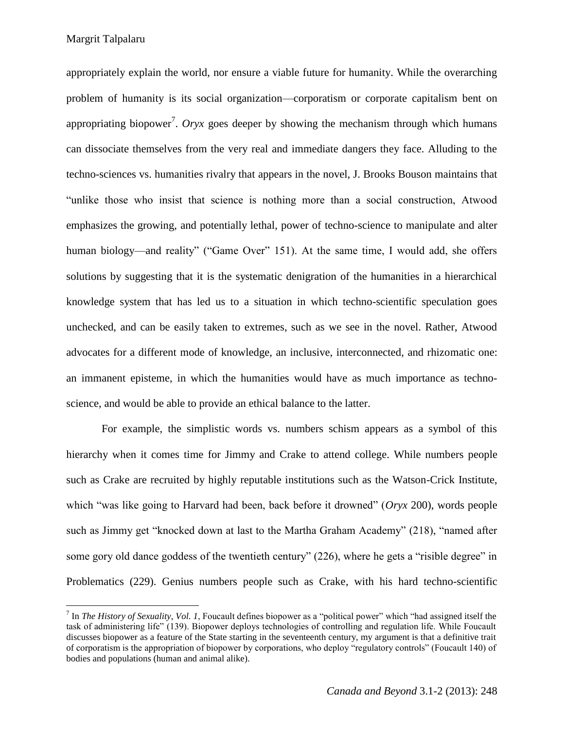appropriately explain the world, nor ensure a viable future for humanity. While the overarching problem of humanity is its social organization—corporatism or corporate capitalism bent on appropriating biopower[7]. *Oryx* goes deeper by showing the mechanism through which humans can dissociate themselves from the very real and immediate dangers they face. Alluding to the techno-sciences vs. humanities rivalry that appears in the novel, J. Brooks Bouson maintains that "unlike those who insist that science is nothing more than a social construction, Atwood emphasizes the growing, and potentially lethal, power of techno-science to manipulate and alter human biology—and reality" ("Game Over" 151). At the same time, I would add, she offers solutions by suggesting that it is the systematic denigration of the humanities in a hierarchical knowledge system that has led us to a situation in which techno-scientific speculation goes unchecked, and can be easily taken to extremes, such as we see in the novel. Rather, Atwood advocates for a different mode of knowledge, an inclusive, interconnected, and rhizomatic one: an immanent episteme, in which the humanities would have as much importance as techno-science, and would be able to provide an ethical balance to the latter.

For example, the simplistic words vs. numbers schism appears as a symbol of this hierarchy when it comes time for Jimmy and Crake to attend college. While numbers people such as Crake are recruited by highly reputable institutions such as the Watson-Crick Institute, which "was like going to Harvard had been, back before it drowned" (*Oryx* 200), words people such as Jimmy get "knocked down at last to the Martha Graham Academy" (218), "named after some gory old dance goddess of the twentieth century" (226), where he gets a "risible degree" in Problematics (229). Genius numbers people such as Crake, with his hard techno-scientific

---

[7] In *The History of Sexuality, Vol. 1*, Foucault defines biopower as a "political power" which "had assigned itself the task of administering life" (139). Biopower deploys technologies of controlling and regulation life. While Foucault discusses biopower as a feature of the State starting in the seventeenth century, my argument is that a definitive trait of corporatism is the appropriation of biopower by corporations, who deploy "regulatory controls" (Foucault 140) of bodies and populations (human and animal alike).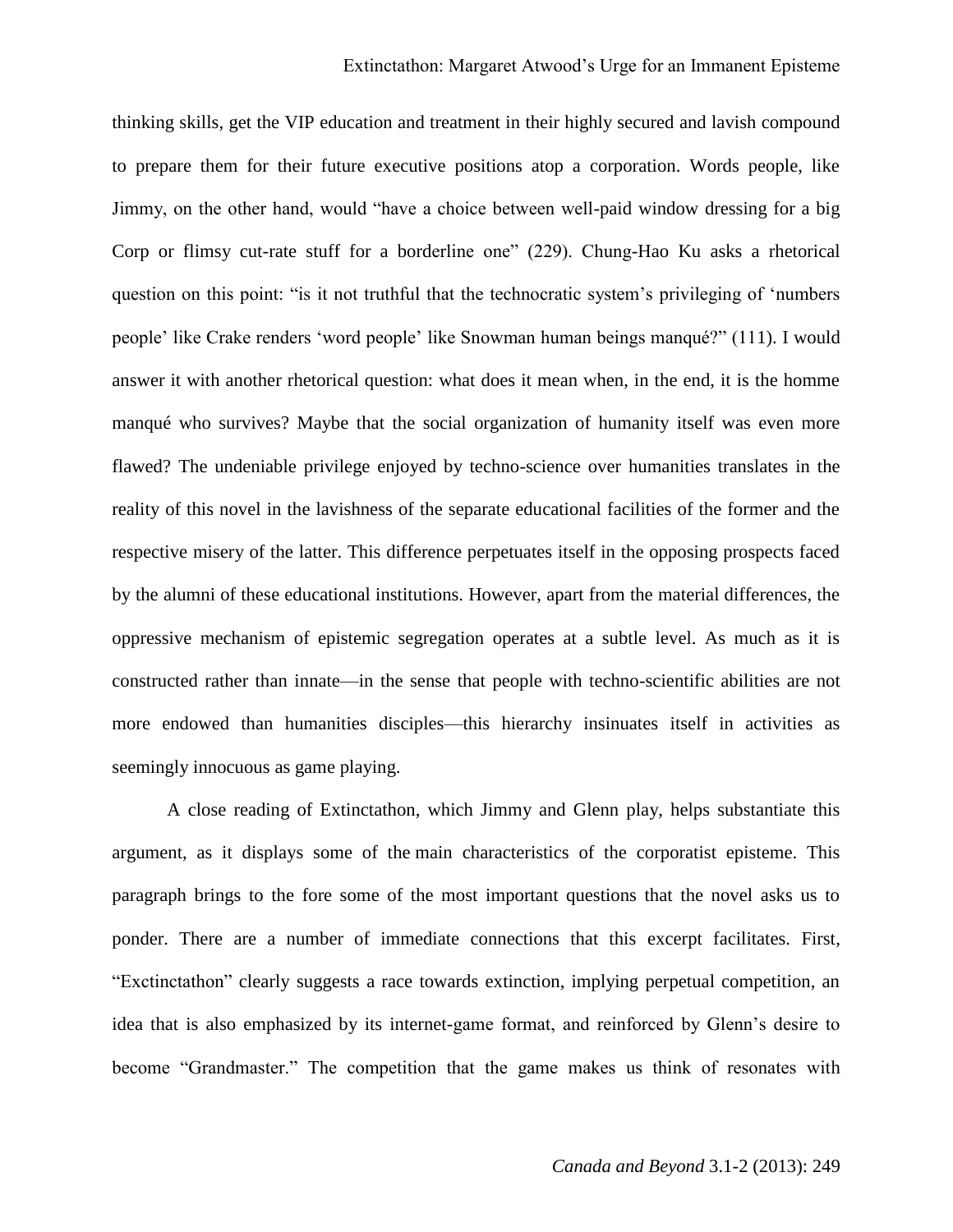thinking skills, get the VIP education and treatment in their highly secured and lavish compound to prepare them for their future executive positions atop a corporation. Words people, like Jimmy, on the other hand, would "have a choice between well-paid window dressing for a big Corp or flimsy cut-rate stuff for a borderline one" (229). Chung-Hao Ku asks a rhetorical question on this point: "is it not truthful that the technocratic system's privileging of 'numbers people' like Crake renders 'word people' like Snowman human beings manqué?" (111). I would answer it with another rhetorical question: what does it mean when, in the end, it is the homme manqué who survives? Maybe that the social organization of humanity itself was even more flawed? The undeniable privilege enjoyed by techno-science over humanities translates in the reality of this novel in the lavishness of the separate educational facilities of the former and the respective misery of the latter. This difference perpetuates itself in the opposing prospects faced by the alumni of these educational institutions. However, apart from the material differences, the oppressive mechanism of epistemic segregation operates at a subtle level. As much as it is constructed rather than innate—in the sense that people with techno-scientific abilities are not more endowed than humanities disciples—this hierarchy insinuates itself in activities as seemingly innocuous as game playing.

A close reading of Extinctathon, which Jimmy and Glenn play, helps substantiate this argument, as it displays some of the main characteristics of the corporatist episteme. This paragraph brings to the fore some of the most important questions that the novel asks us to ponder. There are a number of immediate connections that this excerpt facilitates. First, "Exctinctathon" clearly suggests a race towards extinction, implying perpetual competition, an idea that is also emphasized by its internet-game format, and reinforced by Glenn's desire to become "Grandmaster." The competition that the game makes us think of resonates with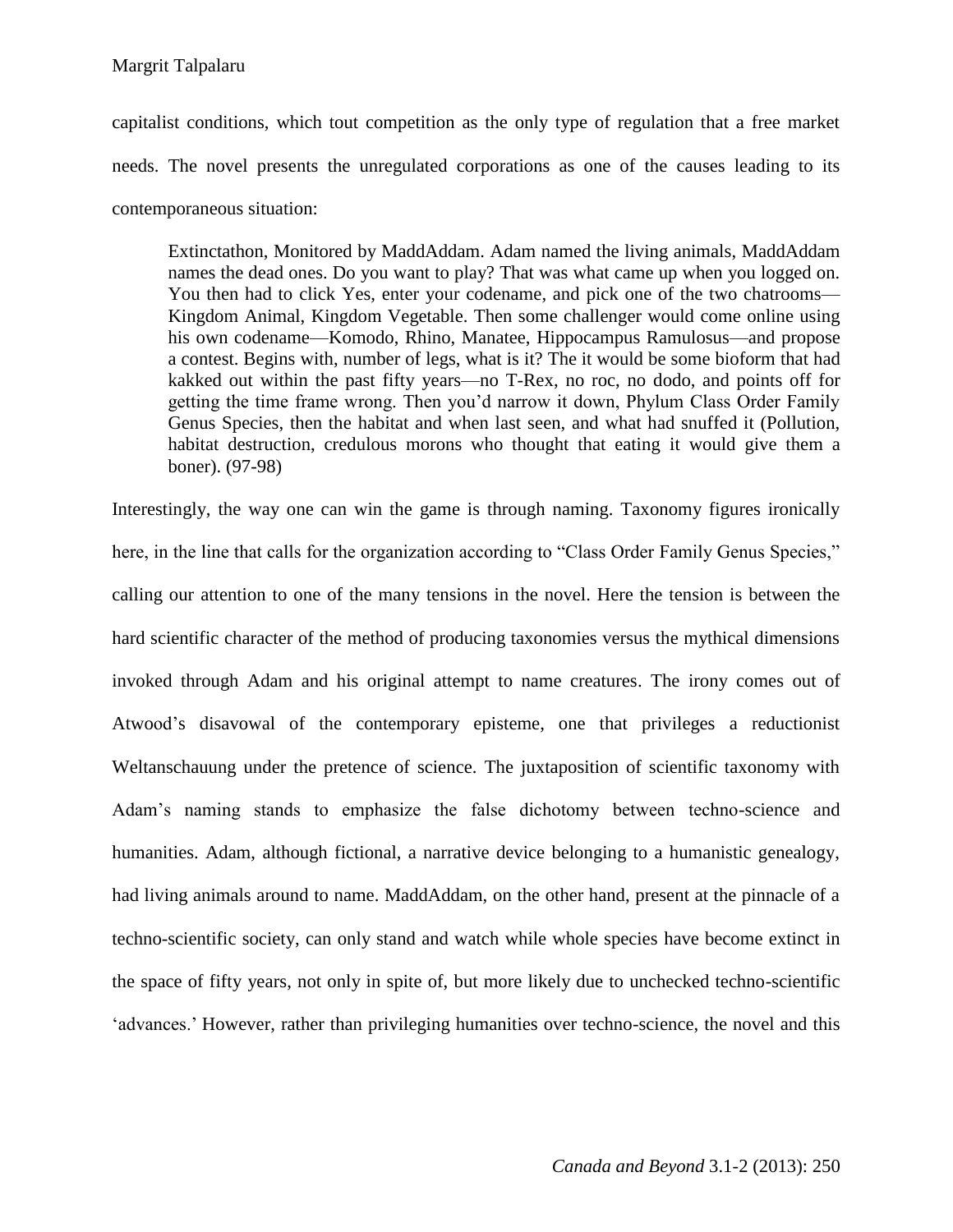capitalist conditions, which tout competition as the only type of regulation that a free market needs. The novel presents the unregulated corporations as one of the causes leading to its contemporaneous situation:

> Extinctathon, Monitored by MaddAddam. Adam named the living animals, MaddAddam names the dead ones. Do you want to play? That was what came up when you logged on. You then had to click Yes, enter your codename, and pick one of the two chatrooms—Kingdom Animal, Kingdom Vegetable. Then some challenger would come online using his own codename—Komodo, Rhino, Manatee, Hippocampus Ramulosus—and propose a contest. Begins with, number of legs, what is it? The it would be some bioform that had kakked out within the past fifty years—no T-Rex, no roc, no dodo, and points off for getting the time frame wrong. Then you'd narrow it down, Phylum Class Order Family Genus Species, then the habitat and when last seen, and what had snuffed it (Pollution, habitat destruction, credulous morons who thought that eating it would give them a boner). (97-98)

Interestingly, the way one can win the game is through naming. Taxonomy figures ironically here, in the line that calls for the organization according to "Class Order Family Genus Species," calling our attention to one of the many tensions in the novel. Here the tension is between the hard scientific character of the method of producing taxonomies versus the mythical dimensions invoked through Adam and his original attempt to name creatures. The irony comes out of Atwood's disavowal of the contemporary episteme, one that privileges a reductionist Weltanschauung under the pretence of science. The juxtaposition of scientific taxonomy with Adam's naming stands to emphasize the false dichotomy between techno-science and humanities. Adam, although fictional, a narrative device belonging to a humanistic genealogy, had living animals around to name. MaddAddam, on the other hand, present at the pinnacle of a techno-scientific society, can only stand and watch while whole species have become extinct in the space of fifty years, not only in spite of, but more likely due to unchecked techno-scientific 'advances.' However, rather than privileging humanities over techno-science, the novel and this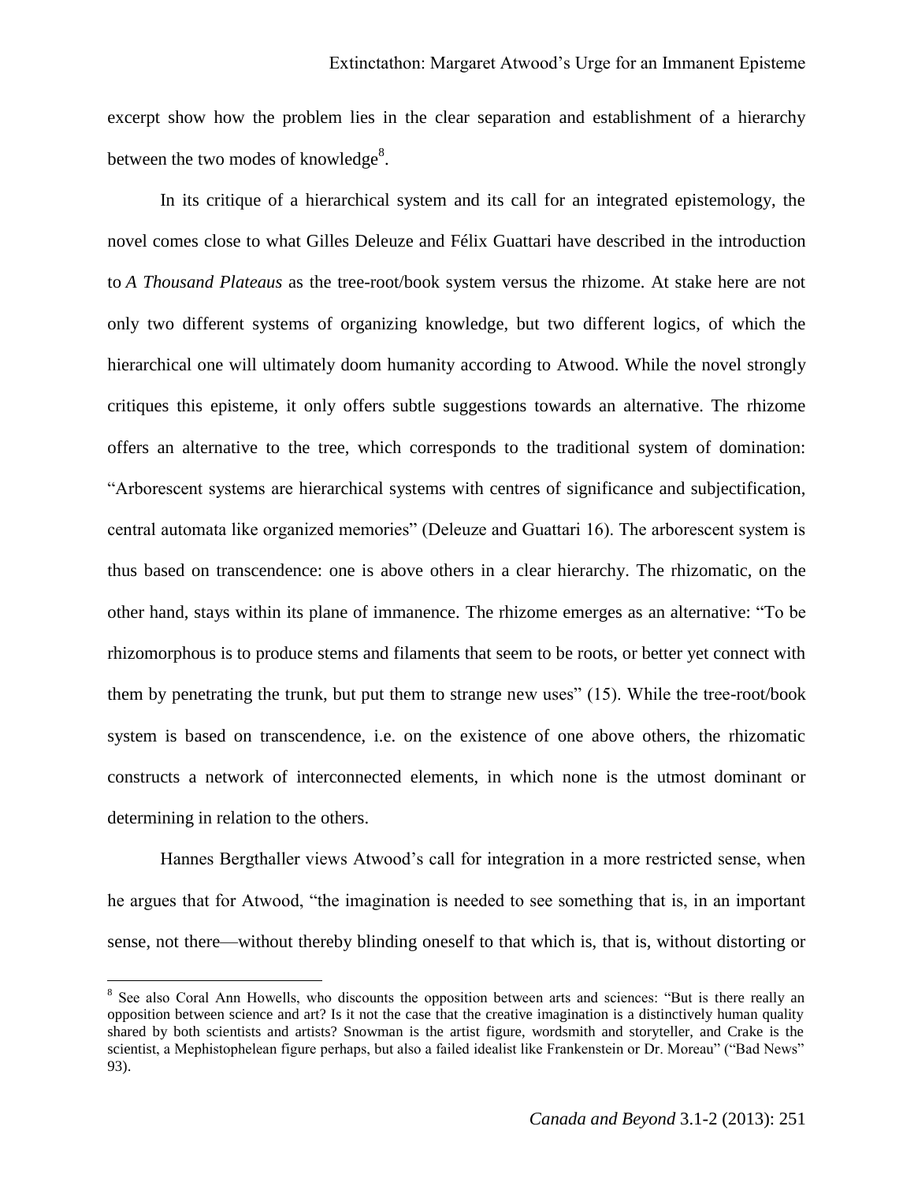excerpt show how the problem lies in the clear separation and establishment of a hierarchy between the two modes of knowledge[8].

In its critique of a hierarchical system and its call for an integrated epistemology, the novel comes close to what Gilles Deleuze and Félix Guattari have described in the introduction to *A Thousand Plateaus* as the tree-root/book system versus the rhizome. At stake here are not only two different systems of organizing knowledge, but two different logics, of which the hierarchical one will ultimately doom humanity according to Atwood. While the novel strongly critiques this episteme, it only offers subtle suggestions towards an alternative. The rhizome offers an alternative to the tree, which corresponds to the traditional system of domination: "Arborescent systems are hierarchical systems with centres of significance and subjectification, central automata like organized memories" (Deleuze and Guattari 16). The arborescent system is thus based on transcendence: one is above others in a clear hierarchy. The rhizomatic, on the other hand, stays within its plane of immanence. The rhizome emerges as an alternative: "To be rhizomorphous is to produce stems and filaments that seem to be roots, or better yet connect with them by penetrating the trunk, but put them to strange new uses" (15). While the tree-root/book system is based on transcendence, i.e. on the existence of one above others, the rhizomatic constructs a network of interconnected elements, in which none is the utmost dominant or determining in relation to the others.

Hannes Bergthaller views Atwood's call for integration in a more restricted sense, when he argues that for Atwood, "the imagination is needed to see something that is, in an important sense, not there—without thereby blinding oneself to that which is, that is, without distorting or

[8] See also Coral Ann Howells, who discounts the opposition between arts and sciences: "But is there really an opposition between science and art? Is it not the case that the creative imagination is a distinctively human quality shared by both scientists and artists? Snowman is the artist figure, wordsmith and storyteller, and Crake is the scientist, a Mephistophelean figure perhaps, but also a failed idealist like Frankenstein or Dr. Moreau" ("Bad News" 93).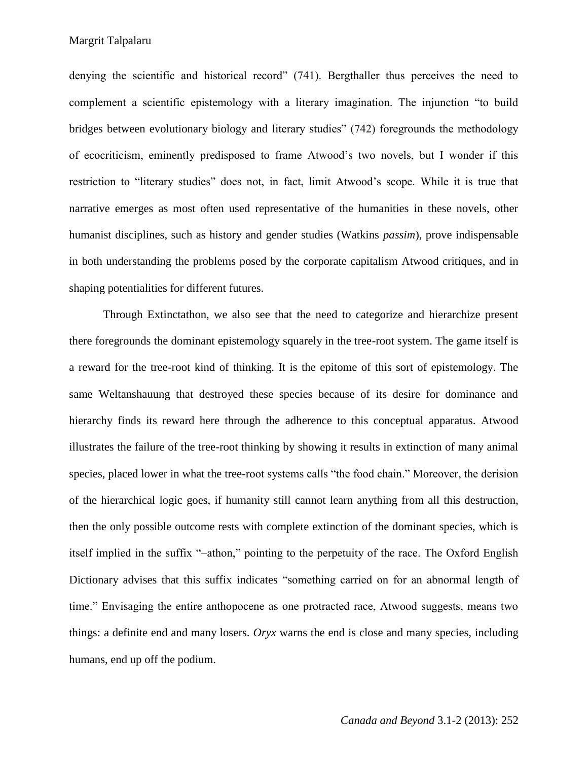denying the scientific and historical record" (741). Bergthaller thus perceives the need to complement a scientific epistemology with a literary imagination. The injunction "to build bridges between evolutionary biology and literary studies" (742) foregrounds the methodology of ecocriticism, eminently predisposed to frame Atwood's two novels, but I wonder if this restriction to "literary studies" does not, in fact, limit Atwood's scope. While it is true that narrative emerges as most often used representative of the humanities in these novels, other humanist disciplines, such as history and gender studies (Watkins *passim*), prove indispensable in both understanding the problems posed by the corporate capitalism Atwood critiques, and in shaping potentialities for different futures.

Through Extinctathon, we also see that the need to categorize and hierarchize present there foregrounds the dominant epistemology squarely in the tree-root system. The game itself is a reward for the tree-root kind of thinking. It is the epitome of this sort of epistemology. The same Weltanshauung that destroyed these species because of its desire for dominance and hierarchy finds its reward here through the adherence to this conceptual apparatus. Atwood illustrates the failure of the tree-root thinking by showing it results in extinction of many animal species, placed lower in what the tree-root systems calls "the food chain." Moreover, the derision of the hierarchical logic goes, if humanity still cannot learn anything from all this destruction, then the only possible outcome rests with complete extinction of the dominant species, which is itself implied in the suffix "–athon," pointing to the perpetuity of the race. The Oxford English Dictionary advises that this suffix indicates "something carried on for an abnormal length of time." Envisaging the entire anthopocene as one protracted race, Atwood suggests, means two things: a definite end and many losers. *Oryx* warns the end is close and many species, including humans, end up off the podium.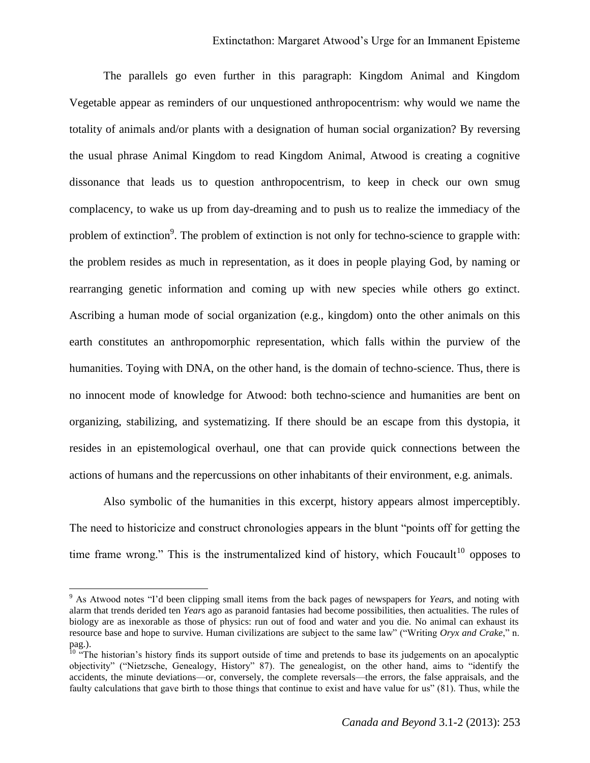The parallels go even further in this paragraph: Kingdom Animal and Kingdom Vegetable appear as reminders of our unquestioned anthropocentrism: why would we name the totality of animals and/or plants with a designation of human social organization? By reversing the usual phrase Animal Kingdom to read Kingdom Animal, Atwood is creating a cognitive dissonance that leads us to question anthropocentrism, to keep in check our own smug complacency, to wake us up from day-dreaming and to push us to realize the immediacy of the problem of extinction[9]. The problem of extinction is not only for techno-science to grapple with: the problem resides as much in representation, as it does in people playing God, by naming or rearranging genetic information and coming up with new species while others go extinct. Ascribing a human mode of social organization (e.g., kingdom) onto the other animals on this earth constitutes an anthropomorphic representation, which falls within the purview of the humanities. Toying with DNA, on the other hand, is the domain of techno-science. Thus, there is no innocent mode of knowledge for Atwood: both techno-science and humanities are bent on organizing, stabilizing, and systematizing. If there should be an escape from this dystopia, it resides in an epistemological overhaul, one that can provide quick connections between the actions of humans and the repercussions on other inhabitants of their environment, e.g. animals.

Also symbolic of the humanities in this excerpt, history appears almost imperceptibly. The need to historicize and construct chronologies appears in the blunt "points off for getting the time frame wrong." This is the instrumentalized kind of history, which Foucault[10] opposes to

[9] As Atwood notes "I'd been clipping small items from the back pages of newspapers for *Year*s, and noting with alarm that trends derided ten *Year*s ago as paranoid fantasies had become possibilities, then actualities. The rules of biology are as inexorable as those of physics: run out of food and water and you die. No animal can exhaust its resource base and hope to survive. Human civilizations are subject to the same law" ("Writing *Oryx and Crake*," n. pag.).

[10] "The historian's history finds its support outside of time and pretends to base its judgements on an apocalyptic objectivity" ("Nietzsche, Genealogy, History" 87). The genealogist, on the other hand, aims to "identify the accidents, the minute deviations—or, conversely, the complete reversals—the errors, the false appraisals, and the faulty calculations that gave birth to those things that continue to exist and have value for us" (81). Thus, while the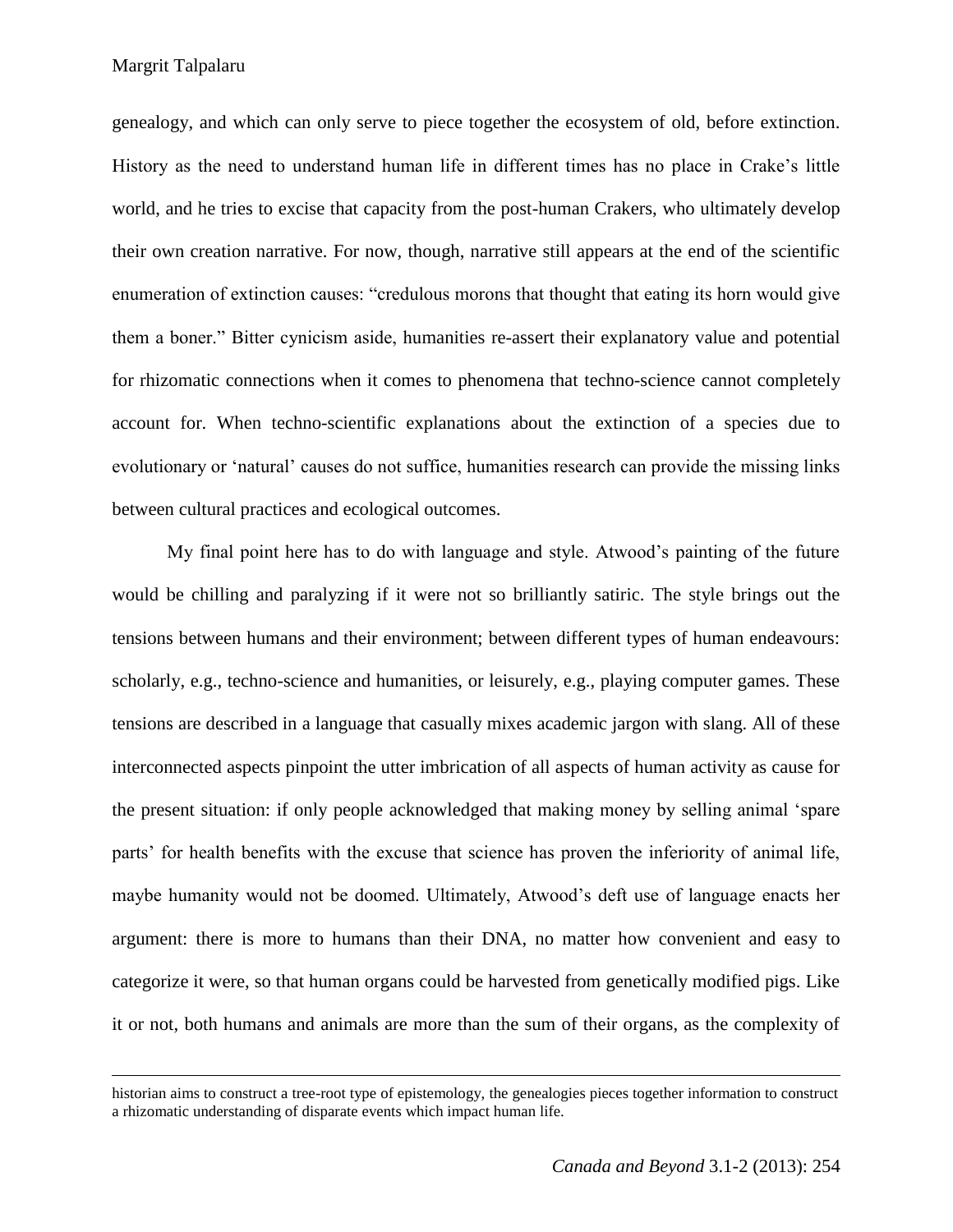genealogy, and which can only serve to piece together the ecosystem of old, before extinction. History as the need to understand human life in different times has no place in Crake's little world, and he tries to excise that capacity from the post-human Crakers, who ultimately develop their own creation narrative. For now, though, narrative still appears at the end of the scientific enumeration of extinction causes: "credulous morons that thought that eating its horn would give them a boner." Bitter cynicism aside, humanities re-assert their explanatory value and potential for rhizomatic connections when it comes to phenomena that techno-science cannot completely account for. When techno-scientific explanations about the extinction of a species due to evolutionary or 'natural' causes do not suffice, humanities research can provide the missing links between cultural practices and ecological outcomes.

My final point here has to do with language and style. Atwood's painting of the future would be chilling and paralyzing if it were not so brilliantly satiric. The style brings out the tensions between humans and their environment; between different types of human endeavours: scholarly, e.g., techno-science and humanities, or leisurely, e.g., playing computer games. These tensions are described in a language that casually mixes academic jargon with slang. All of these interconnected aspects pinpoint the utter imbrication of all aspects of human activity as cause for the present situation: if only people acknowledged that making money by selling animal 'spare parts' for health benefits with the excuse that science has proven the inferiority of animal life, maybe humanity would not be doomed. Ultimately, Atwood's deft use of language enacts her argument: there is more to humans than their DNA, no matter how convenient and easy to categorize it were, so that human organs could be harvested from genetically modified pigs. Like it or not, both humans and animals are more than the sum of their organs, as the complexity of

---

historian aims to construct a tree-root type of epistemology, the genealogies pieces together information to construct a rhizomatic understanding of disparate events which impact human life.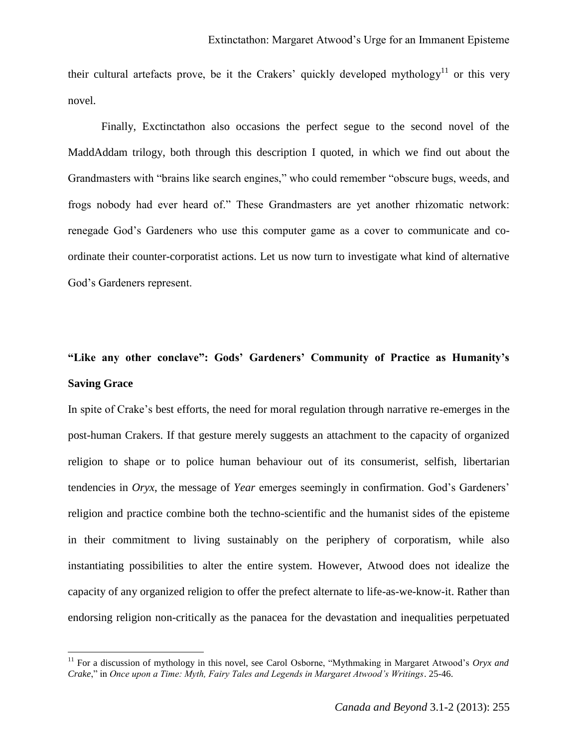their cultural artefacts prove, be it the Crakers' quickly developed mythology[11] or this very novel.

Finally, Exctinctathon also occasions the perfect segue to the second novel of the MaddAddam trilogy, both through this description I quoted, in which we find out about the Grandmasters with "brains like search engines," who could remember "obscure bugs, weeds, and frogs nobody had ever heard of." These Grandmasters are yet another rhizomatic network: renegade God's Gardeners who use this computer game as a cover to communicate and co-ordinate their counter-corporatist actions. Let us now turn to investigate what kind of alternative God's Gardeners represent.

## "Like any other conclave": Gods' Gardeners' Community of Practice as Humanity's Saving Grace

In spite of Crake's best efforts, the need for moral regulation through narrative re-emerges in the post-human Crakers. If that gesture merely suggests an attachment to the capacity of organized religion to shape or to police human behaviour out of its consumerist, selfish, libertarian tendencies in *Oryx*, the message of *Year* emerges seemingly in confirmation. God's Gardeners' religion and practice combine both the techno-scientific and the humanist sides of the episteme in their commitment to living sustainably on the periphery of corporatism, while also instantiating possibilities to alter the entire system. However, Atwood does not idealize the capacity of any organized religion to offer the prefect alternate to life-as-we-know-it. Rather than endorsing religion non-critically as the panacea for the devastation and inequalities perpetuated

[11] For a discussion of mythology in this novel, see Carol Osborne, "Mythmaking in Margaret Atwood's *Oryx and Crake*," in *Once upon a Time: Myth, Fairy Tales and Legends in Margaret Atwood's Writings*. 25-46.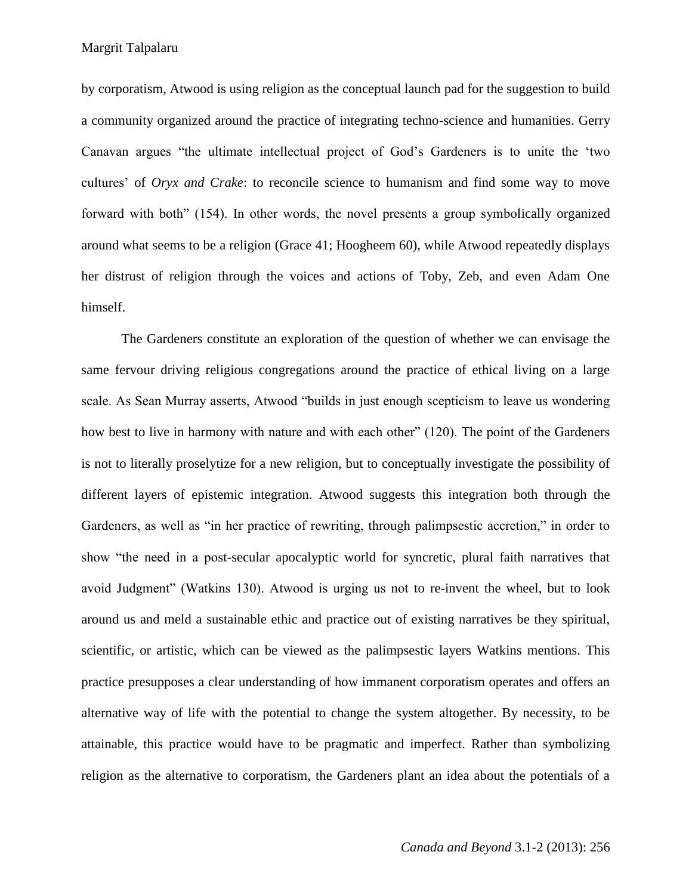by corporatism, Atwood is using religion as the conceptual launch pad for the suggestion to build a community organized around the practice of integrating techno-science and humanities. Gerry Canavan argues "the ultimate intellectual project of God's Gardeners is to unite the 'two cultures' of *Oryx and Crake*: to reconcile science to humanism and find some way to move forward with both" (154). In other words, the novel presents a group symbolically organized around what seems to be a religion (Grace 41; Hoogheem 60), while Atwood repeatedly displays her distrust of religion through the voices and actions of Toby, Zeb, and even Adam One himself.

The Gardeners constitute an exploration of the question of whether we can envisage the same fervour driving religious congregations around the practice of ethical living on a large scale. As Sean Murray asserts, Atwood "builds in just enough scepticism to leave us wondering how best to live in harmony with nature and with each other" (120). The point of the Gardeners is not to literally proselytize for a new religion, but to conceptually investigate the possibility of different layers of epistemic integration. Atwood suggests this integration both through the Gardeners, as well as "in her practice of rewriting, through palimpsestic accretion," in order to show "the need in a post-secular apocalyptic world for syncretic, plural faith narratives that avoid Judgment" (Watkins 130). Atwood is urging us not to re-invent the wheel, but to look around us and meld a sustainable ethic and practice out of existing narratives be they spiritual, scientific, or artistic, which can be viewed as the palimpsestic layers Watkins mentions. This practice presupposes a clear understanding of how immanent corporatism operates and offers an alternative way of life with the potential to change the system altogether. By necessity, to be attainable, this practice would have to be pragmatic and imperfect. Rather than symbolizing religion as the alternative to corporatism, the Gardeners plant an idea about the potentials of a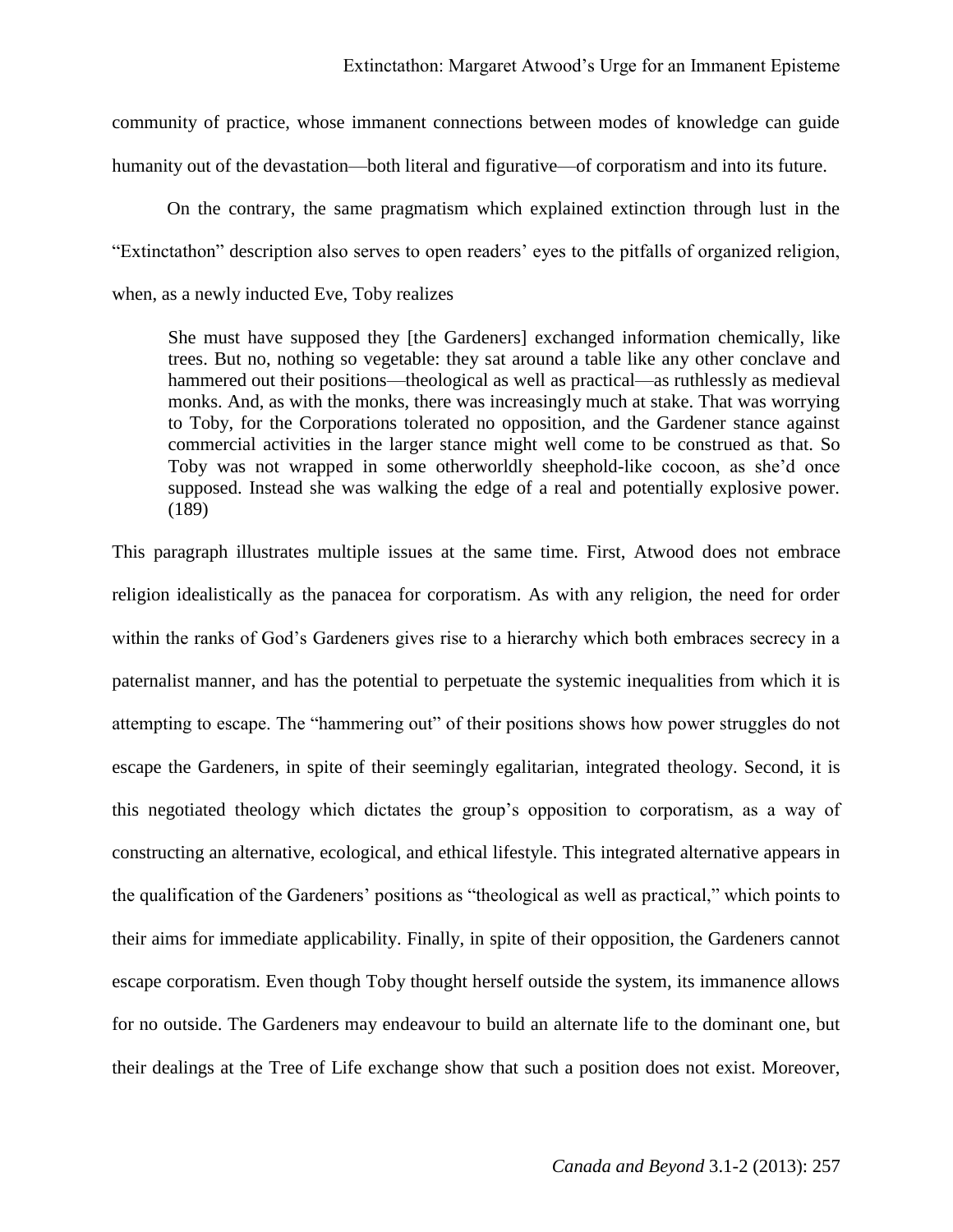community of practice, whose immanent connections between modes of knowledge can guide humanity out of the devastation—both literal and figurative—of corporatism and into its future.

On the contrary, the same pragmatism which explained extinction through lust in the "Extinctathon" description also serves to open readers' eyes to the pitfalls of organized religion, when, as a newly inducted Eve, Toby realizes

> She must have supposed they [the Gardeners] exchanged information chemically, like trees. But no, nothing so vegetable: they sat around a table like any other conclave and hammered out their positions—theological as well as practical—as ruthlessly as medieval monks. And, as with the monks, there was increasingly much at stake. That was worrying to Toby, for the Corporations tolerated no opposition, and the Gardener stance against commercial activities in the larger stance might well come to be construed as that. So Toby was not wrapped in some otherworldly sheephold-like cocoon, as she'd once supposed. Instead she was walking the edge of a real and potentially explosive power. (189)

This paragraph illustrates multiple issues at the same time. First, Atwood does not embrace religion idealistically as the panacea for corporatism. As with any religion, the need for order within the ranks of God's Gardeners gives rise to a hierarchy which both embraces secrecy in a paternalist manner, and has the potential to perpetuate the systemic inequalities from which it is attempting to escape. The "hammering out" of their positions shows how power struggles do not escape the Gardeners, in spite of their seemingly egalitarian, integrated theology. Second, it is this negotiated theology which dictates the group's opposition to corporatism, as a way of constructing an alternative, ecological, and ethical lifestyle. This integrated alternative appears in the qualification of the Gardeners' positions as "theological as well as practical," which points to their aims for immediate applicability. Finally, in spite of their opposition, the Gardeners cannot escape corporatism. Even though Toby thought herself outside the system, its immanence allows for no outside. The Gardeners may endeavour to build an alternate life to the dominant one, but their dealings at the Tree of Life exchange show that such a position does not exist. Moreover,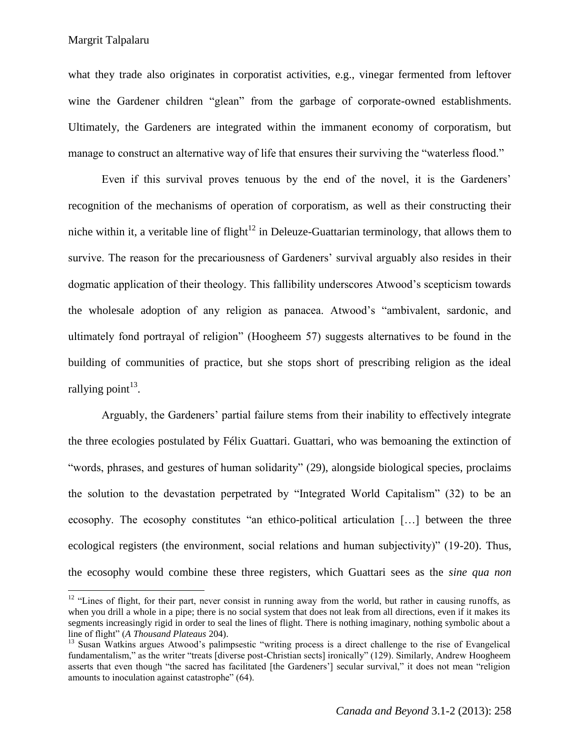what they trade also originates in corporatist activities, e.g., vinegar fermented from leftover wine the Gardener children "glean" from the garbage of corporate-owned establishments. Ultimately, the Gardeners are integrated within the immanent economy of corporatism, but manage to construct an alternative way of life that ensures their surviving the "waterless flood."

Even if this survival proves tenuous by the end of the novel, it is the Gardeners' recognition of the mechanisms of operation of corporatism, as well as their constructing their niche within it, a veritable line of flight[12] in Deleuze-Guattarian terminology, that allows them to survive. The reason for the precariousness of Gardeners' survival arguably also resides in their dogmatic application of their theology. This fallibility underscores Atwood's scepticism towards the wholesale adoption of any religion as panacea. Atwood's "ambivalent, sardonic, and ultimately fond portrayal of religion" (Hoogheem 57) suggests alternatives to be found in the building of communities of practice, but she stops short of prescribing religion as the ideal rallying point[13].

Arguably, the Gardeners' partial failure stems from their inability to effectively integrate the three ecologies postulated by Félix Guattari. Guattari, who was bemoaning the extinction of "words, phrases, and gestures of human solidarity" (29), alongside biological species, proclaims the solution to the devastation perpetrated by "Integrated World Capitalism" (32) to be an ecosophy. The ecosophy constitutes "an ethico-political articulation […] between the three ecological registers (the environment, social relations and human subjectivity)" (19-20). Thus, the ecosophy would combine these three registers, which Guattari sees as the *sine qua non*

---

[12] "Lines of flight, for their part, never consist in running away from the world, but rather in causing runoffs, as when you drill a whole in a pipe; there is no social system that does not leak from all directions, even if it makes its segments increasingly rigid in order to seal the lines of flight. There is nothing imaginary, nothing symbolic about a line of flight" (*A Thousand Plateaus* 204).

[13] Susan Watkins argues Atwood's palimpsestic "writing process is a direct challenge to the rise of Evangelical fundamentalism," as the writer "treats [diverse post-Christian sects] ironically" (129). Similarly, Andrew Hoogheem asserts that even though "the sacred has facilitated [the Gardeners'] secular survival," it does not mean "religion amounts to inoculation against catastrophe" (64).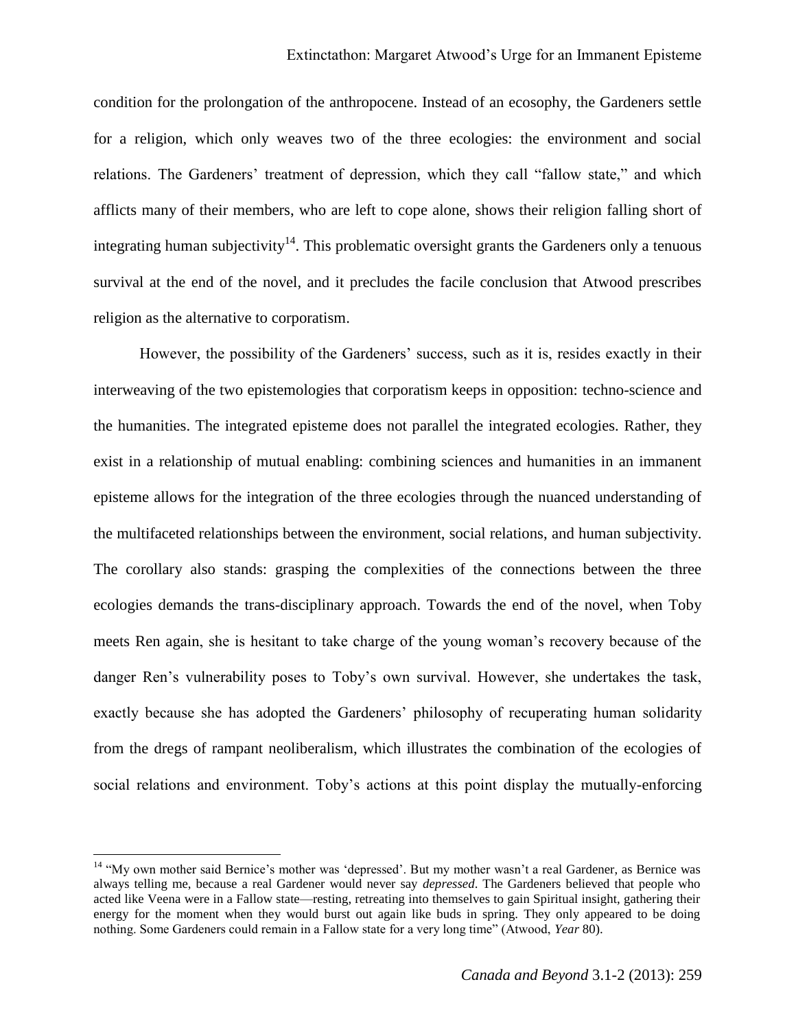condition for the prolongation of the anthropocene. Instead of an ecosophy, the Gardeners settle for a religion, which only weaves two of the three ecologies: the environment and social relations. The Gardeners' treatment of depression, which they call "fallow state," and which afflicts many of their members, who are left to cope alone, shows their religion falling short of integrating human subjectivity[14]. This problematic oversight grants the Gardeners only a tenuous survival at the end of the novel, and it precludes the facile conclusion that Atwood prescribes religion as the alternative to corporatism.

However, the possibility of the Gardeners' success, such as it is, resides exactly in their interweaving of the two epistemologies that corporatism keeps in opposition: techno-science and the humanities. The integrated episteme does not parallel the integrated ecologies. Rather, they exist in a relationship of mutual enabling: combining sciences and humanities in an immanent episteme allows for the integration of the three ecologies through the nuanced understanding of the multifaceted relationships between the environment, social relations, and human subjectivity. The corollary also stands: grasping the complexities of the connections between the three ecologies demands the trans-disciplinary approach. Towards the end of the novel, when Toby meets Ren again, she is hesitant to take charge of the young woman's recovery because of the danger Ren's vulnerability poses to Toby's own survival. However, she undertakes the task, exactly because she has adopted the Gardeners' philosophy of recuperating human solidarity from the dregs of rampant neoliberalism, which illustrates the combination of the ecologies of social relations and environment. Toby's actions at this point display the mutually-enforcing

---

[14] "My own mother said Bernice's mother was 'depressed'. But my mother wasn't a real Gardener, as Bernice was always telling me, because a real Gardener would never say *depressed*. The Gardeners believed that people who acted like Veena were in a Fallow state—resting, retreating into themselves to gain Spiritual insight, gathering their energy for the moment when they would burst out again like buds in spring. They only appeared to be doing nothing. Some Gardeners could remain in a Fallow state for a very long time" (Atwood, *Year* 80).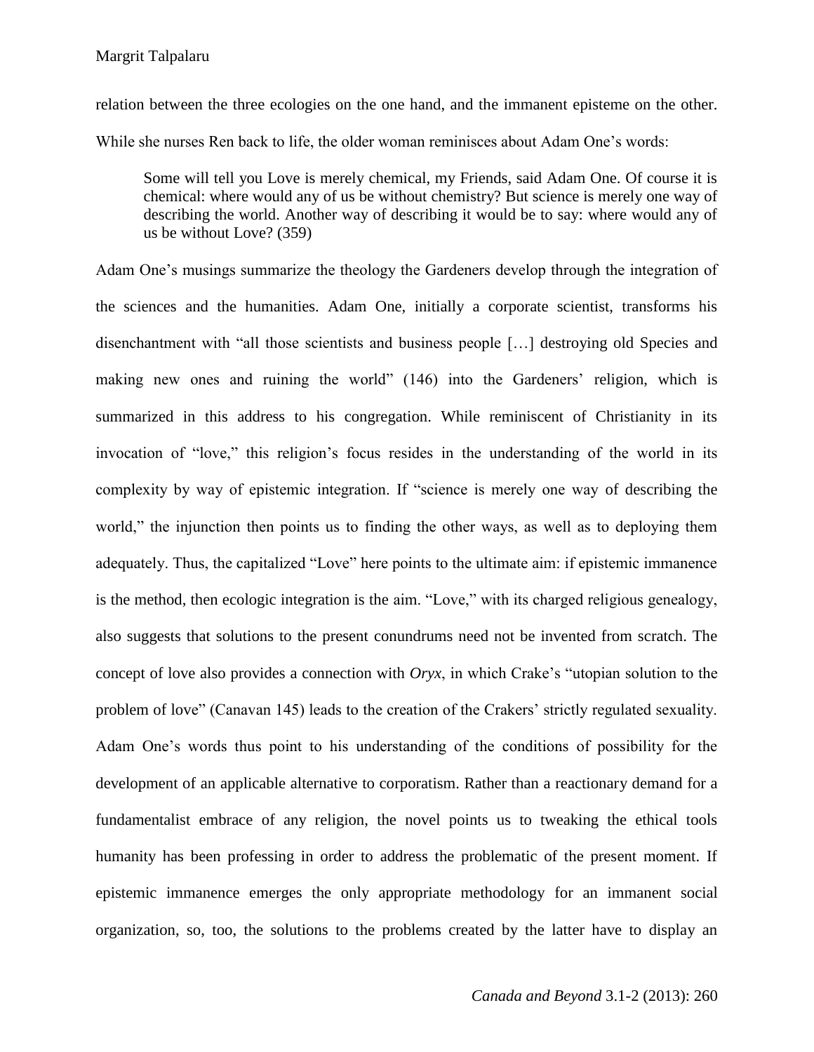relation between the three ecologies on the one hand, and the immanent episteme on the other. While she nurses Ren back to life, the older woman reminisces about Adam One's words:

> Some will tell you Love is merely chemical, my Friends, said Adam One. Of course it is chemical: where would any of us be without chemistry? But science is merely one way of describing the world. Another way of describing it would be to say: where would any of us be without Love? (359)

Adam One's musings summarize the theology the Gardeners develop through the integration of the sciences and the humanities. Adam One, initially a corporate scientist, transforms his disenchantment with "all those scientists and business people […] destroying old Species and making new ones and ruining the world" (146) into the Gardeners' religion, which is summarized in this address to his congregation. While reminiscent of Christianity in its invocation of "love," this religion's focus resides in the understanding of the world in its complexity by way of epistemic integration. If "science is merely one way of describing the world," the injunction then points us to finding the other ways, as well as to deploying them adequately. Thus, the capitalized "Love" here points to the ultimate aim: if epistemic immanence is the method, then ecologic integration is the aim. "Love," with its charged religious genealogy, also suggests that solutions to the present conundrums need not be invented from scratch. The concept of love also provides a connection with *Oryx*, in which Crake's "utopian solution to the problem of love" (Canavan 145) leads to the creation of the Crakers' strictly regulated sexuality. Adam One's words thus point to his understanding of the conditions of possibility for the development of an applicable alternative to corporatism. Rather than a reactionary demand for a fundamentalist embrace of any religion, the novel points us to tweaking the ethical tools humanity has been professing in order to address the problematic of the present moment. If epistemic immanence emerges the only appropriate methodology for an immanent social organization, so, too, the solutions to the problems created by the latter have to display an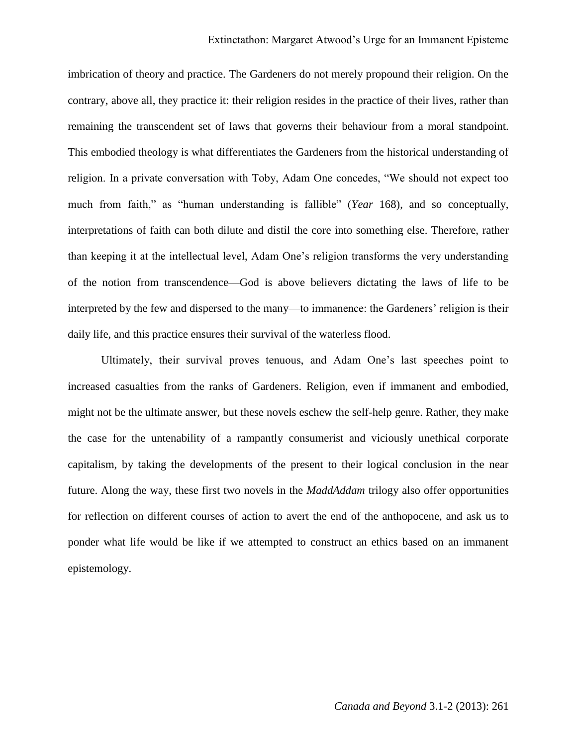imbrication of theory and practice. The Gardeners do not merely propound their religion. On the contrary, above all, they practice it: their religion resides in the practice of their lives, rather than remaining the transcendent set of laws that governs their behaviour from a moral standpoint. This embodied theology is what differentiates the Gardeners from the historical understanding of religion. In a private conversation with Toby, Adam One concedes, "We should not expect too much from faith," as "human understanding is fallible" (*Year* 168), and so conceptually, interpretations of faith can both dilute and distil the core into something else. Therefore, rather than keeping it at the intellectual level, Adam One's religion transforms the very understanding of the notion from transcendence—God is above believers dictating the laws of life to be interpreted by the few and dispersed to the many—to immanence: the Gardeners' religion is their daily life, and this practice ensures their survival of the waterless flood.

Ultimately, their survival proves tenuous, and Adam One's last speeches point to increased casualties from the ranks of Gardeners. Religion, even if immanent and embodied, might not be the ultimate answer, but these novels eschew the self-help genre. Rather, they make the case for the untenability of a rampantly consumerist and viciously unethical corporate capitalism, by taking the developments of the present to their logical conclusion in the near future. Along the way, these first two novels in the *MaddAddam* trilogy also offer opportunities for reflection on different courses of action to avert the end of the anthopocene, and ask us to ponder what life would be like if we attempted to construct an ethics based on an immanent epistemology.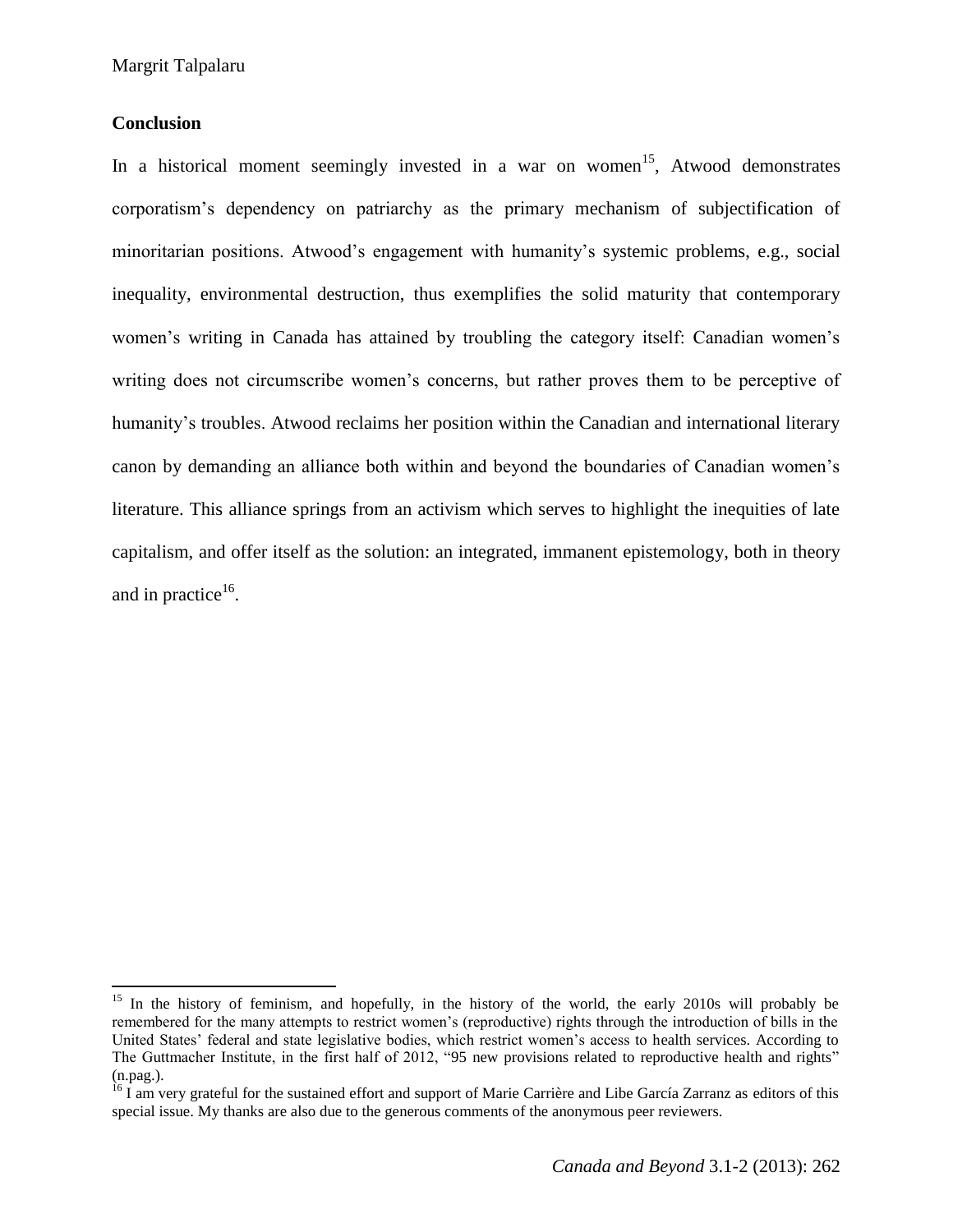## Conclusion

In a historical moment seemingly invested in a war on women[15], Atwood demonstrates corporatism's dependency on patriarchy as the primary mechanism of subjectification of minoritarian positions. Atwood's engagement with humanity's systemic problems, e.g., social inequality, environmental destruction, thus exemplifies the solid maturity that contemporary women's writing in Canada has attained by troubling the category itself: Canadian women's writing does not circumscribe women's concerns, but rather proves them to be perceptive of humanity's troubles. Atwood reclaims her position within the Canadian and international literary canon by demanding an alliance both within and beyond the boundaries of Canadian women's literature. This alliance springs from an activism which serves to highlight the inequities of late capitalism, and offer itself as the solution: an integrated, immanent epistemology, both in theory and in practice[16].

---

[15] In the history of feminism, and hopefully, in the history of the world, the early 2010s will probably be remembered for the many attempts to restrict women's (reproductive) rights through the introduction of bills in the United States' federal and state legislative bodies, which restrict women's access to health services. According to The Guttmacher Institute, in the first half of 2012, "95 new provisions related to reproductive health and rights" (n.pag.).

[16] I am very grateful for the sustained effort and support of Marie Carrière and Libe García Zarranz as editors of this special issue. My thanks are also due to the generous comments of the anonymous peer reviewers.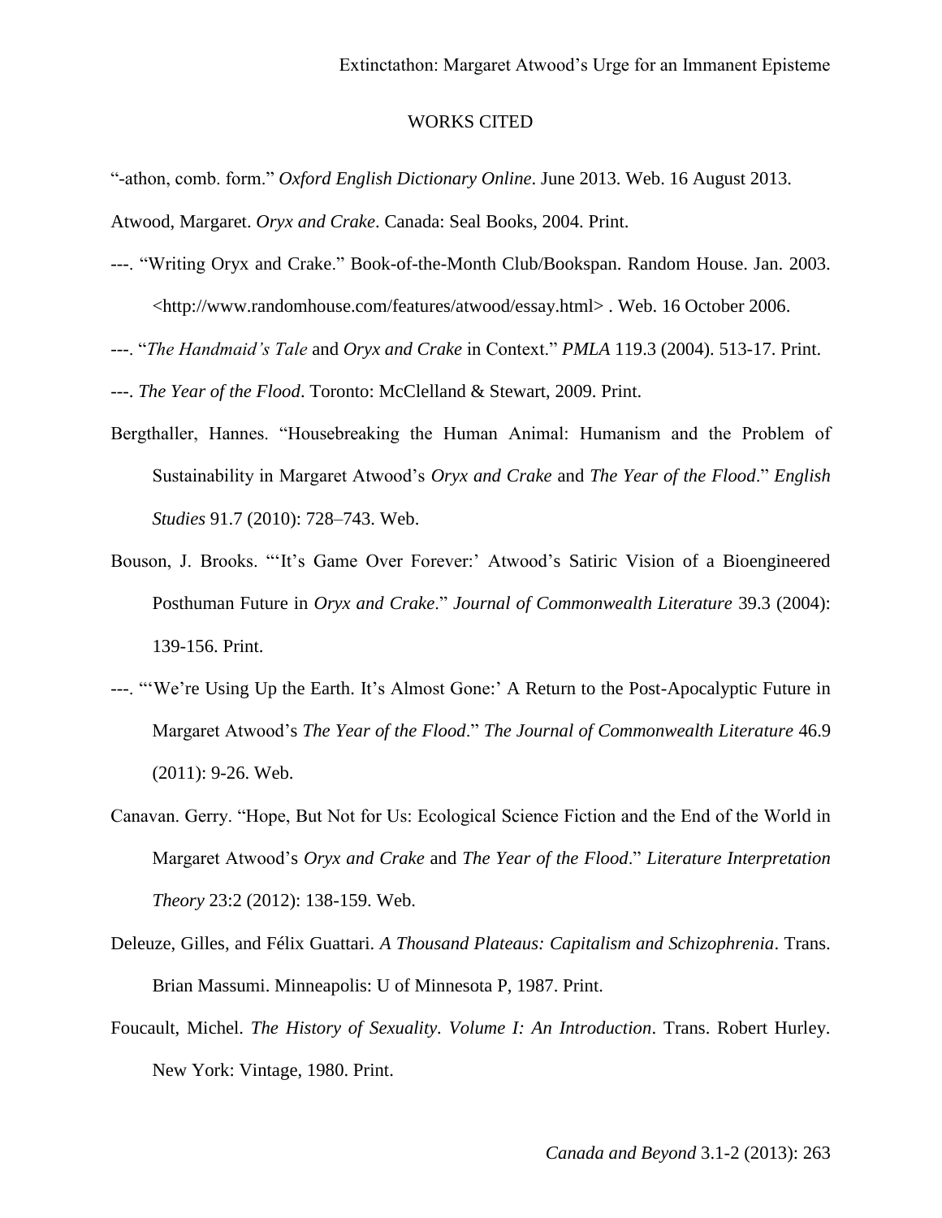# WORKS CITED

"-athon, comb. form." *Oxford English Dictionary Online*. June 2013. Web. 16 August 2013.

Atwood, Margaret. *Oryx and Crake*. Canada: Seal Books, 2004. Print.

---. "Writing Oryx and Crake." Book-of-the-Month Club/Bookspan. Random House. Jan. 2003. <http://www.randomhouse.com/features/atwood/essay.html> . Web. 16 October 2006.

---. "*The Handmaid's Tale* and *Oryx and Crake* in Context." *PMLA* 119.3 (2004). 513-17. Print.

---. *The Year of the Flood*. Toronto: McClelland & Stewart, 2009. Print.

Bergthaller, Hannes. "Housebreaking the Human Animal: Humanism and the Problem of Sustainability in Margaret Atwood's *Oryx and Crake* and *The Year of the Flood*." *English Studies* 91.7 (2010): 728–743. Web.

Bouson, J. Brooks. "'It's Game Over Forever:' Atwood's Satiric Vision of a Bioengineered Posthuman Future in *Oryx and Crake*." *Journal of Commonwealth Literature* 39.3 (2004): 139-156. Print.

---. "'We're Using Up the Earth. It's Almost Gone:' A Return to the Post-Apocalyptic Future in Margaret Atwood's *The Year of the Flood*." *The Journal of Commonwealth Literature* 46.9 (2011): 9-26. Web.

Canavan. Gerry. "Hope, But Not for Us: Ecological Science Fiction and the End of the World in Margaret Atwood's *Oryx and Crake* and *The Year of the Flood*." *Literature Interpretation Theory* 23:2 (2012): 138-159. Web.

Deleuze, Gilles, and Félix Guattari. *A Thousand Plateaus: Capitalism and Schizophrenia*. Trans. Brian Massumi. Minneapolis: U of Minnesota P, 1987. Print.

Foucault, Michel. *The History of Sexuality. Volume I: An Introduction*. Trans. Robert Hurley. New York: Vintage, 1980. Print.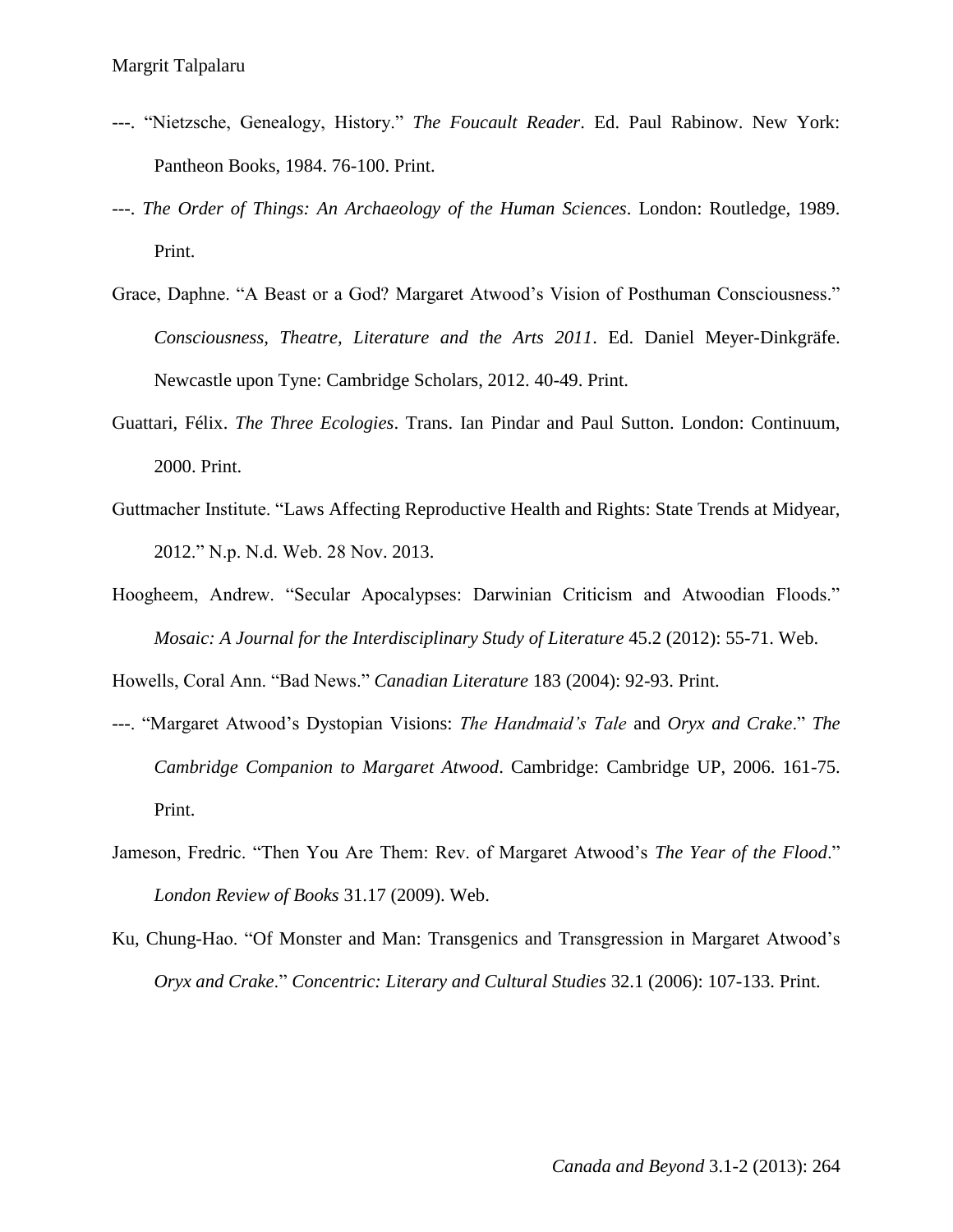---. "Nietzsche, Genealogy, History." *The Foucault Reader*. Ed. Paul Rabinow. New York: Pantheon Books, 1984. 76-100. Print.

---. *The Order of Things: An Archaeology of the Human Sciences*. London: Routledge, 1989. Print.

Grace, Daphne. "A Beast or a God? Margaret Atwood's Vision of Posthuman Consciousness." *Consciousness, Theatre, Literature and the Arts 2011*. Ed. Daniel Meyer-Dinkgräfe. Newcastle upon Tyne: Cambridge Scholars, 2012. 40-49. Print.

Guattari, Félix. *The Three Ecologies*. Trans. Ian Pindar and Paul Sutton. London: Continuum, 2000. Print.

Guttmacher Institute. "Laws Affecting Reproductive Health and Rights: State Trends at Midyear, 2012." N.p. N.d. Web. 28 Nov. 2013.

Hoogheem, Andrew. "Secular Apocalypses: Darwinian Criticism and Atwoodian Floods." *Mosaic: A Journal for the Interdisciplinary Study of Literature* 45.2 (2012): 55-71. Web.

Howells, Coral Ann. "Bad News." *Canadian Literature* 183 (2004): 92-93. Print.

---. "Margaret Atwood's Dystopian Visions: *The Handmaid's Tale* and *Oryx and Crake*." *The Cambridge Companion to Margaret Atwood*. Cambridge: Cambridge UP, 2006. 161-75. Print.

Jameson, Fredric. "Then You Are Them: Rev. of Margaret Atwood's *The Year of the Flood*." *London Review of Books* 31.17 (2009). Web.

Ku, Chung-Hao. "Of Monster and Man: Transgenics and Transgression in Margaret Atwood's *Oryx and Crake*." *Concentric: Literary and Cultural Studies* 32.1 (2006): 107-133. Print.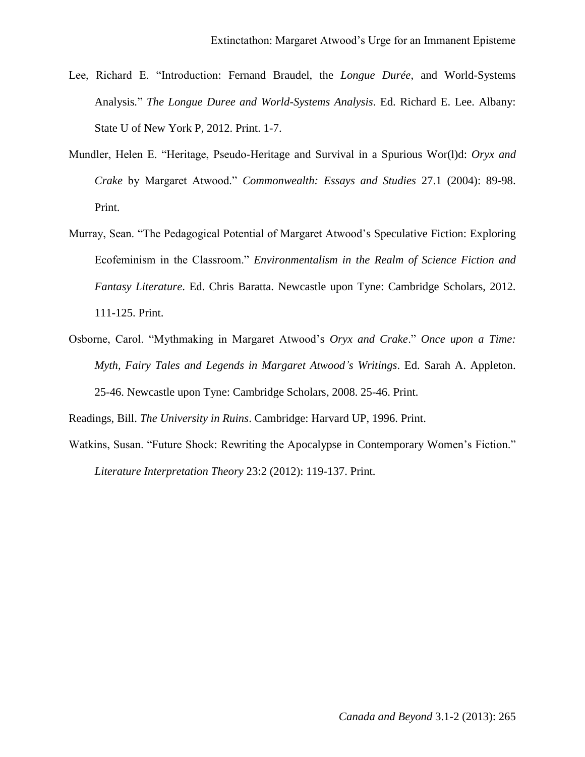Lee, Richard E. "Introduction: Fernand Braudel, the *Longue Durée*, and World-Systems Analysis." *The Longue Duree and World-Systems Analysis*. Ed. Richard E. Lee. Albany: State U of New York P, 2012. Print. 1-7.

Mundler, Helen E. "Heritage, Pseudo-Heritage and Survival in a Spurious Wor(l)d: *Oryx and Crake* by Margaret Atwood." *Commonwealth: Essays and Studies* 27.1 (2004): 89-98. Print.

Murray, Sean. "The Pedagogical Potential of Margaret Atwood's Speculative Fiction: Exploring Ecofeminism in the Classroom." *Environmentalism in the Realm of Science Fiction and Fantasy Literature*. Ed. Chris Baratta. Newcastle upon Tyne: Cambridge Scholars, 2012. 111-125. Print.

Osborne, Carol. "Mythmaking in Margaret Atwood's *Oryx and Crake*." *Once upon a Time: Myth, Fairy Tales and Legends in Margaret Atwood's Writings*. Ed. Sarah A. Appleton. 25-46. Newcastle upon Tyne: Cambridge Scholars, 2008. 25-46. Print.

Readings, Bill. *The University in Ruins*. Cambridge: Harvard UP, 1996. Print.

Watkins, Susan. "Future Shock: Rewriting the Apocalypse in Contemporary Women's Fiction." *Literature Interpretation Theory* 23:2 (2012): 119-137. Print.